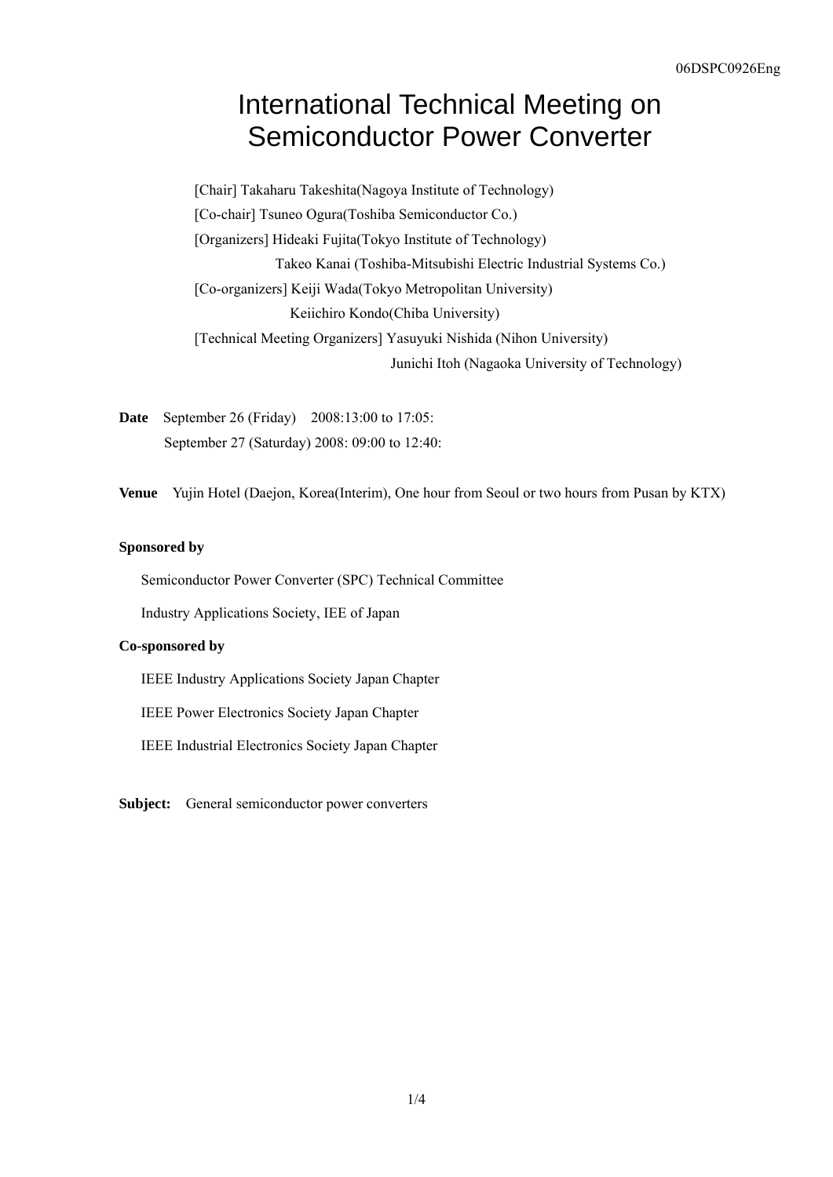06DSPC0926Eng

# International Technical Meeting on Semiconductor Power Converter

[Chair] Takaharu Takeshita(Nagoya Institute of Technology)
[Co-chair] Tsuneo Ogura(Toshiba Semiconductor Co.)
[Organizers] Hideaki Fujita(Tokyo Institute of Technology)
Takeo Kanai (Toshiba-Mitsubishi Electric Industrial Systems Co.)
[Co-organizers] Keiji Wada(Tokyo Metropolitan University)
Keiichiro Kondo(Chiba University)
[Technical Meeting Organizers] Yasuyuki Nishida (Nihon University)
Junichi Itoh (Nagaoka University of Technology)

**Date** September 26 (Friday) 2008:13:00 to 17:05:
September 27 (Saturday) 2008: 09:00 to 12:40:

**Venue** Yujin Hotel (Daejon, Korea(Interim), One hour from Seoul or two hours from Pusan by KTX)

**Sponsored by**

Semiconductor Power Converter (SPC) Technical Committee

Industry Applications Society, IEE of Japan

**Co-sponsored by**

IEEE Industry Applications Society Japan Chapter

IEEE Power Electronics Society Japan Chapter

IEEE Industrial Electronics Society Japan Chapter

**Subject:** General semiconductor power converters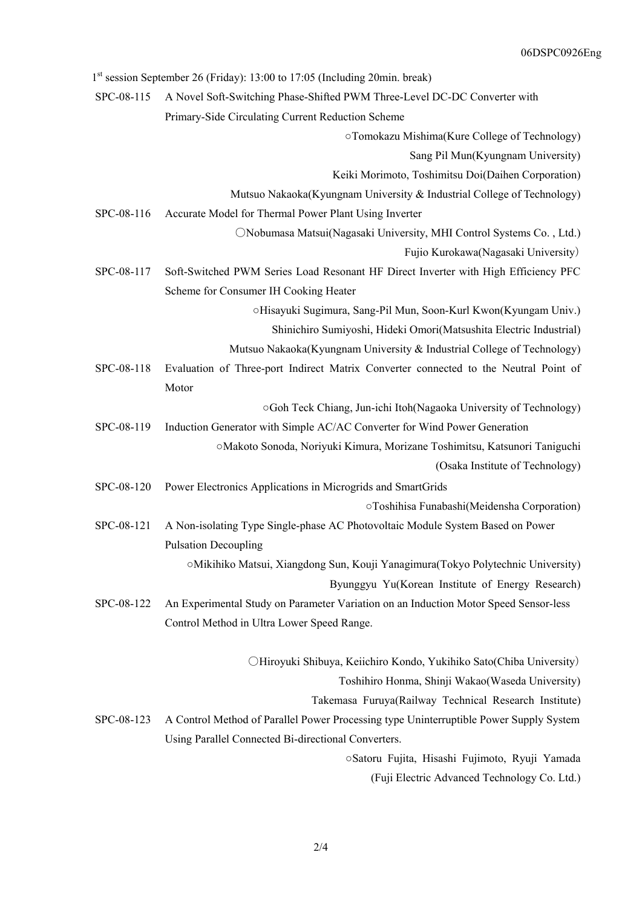1st session September 26 (Friday): 13:00 to 17:05 (Including 20min. break)

SPC-08-115 A Novel Soft-Switching Phase-Shifted PWM Three-Level DC-DC Converter with Primary-Side Circulating Current Reduction Scheme

○Tomokazu Mishima(Kure College of Technology)
Sang Pil Mun(Kyungnam University)
Keiki Morimoto, Toshimitsu Doi(Daihen Corporation)
Mutsuo Nakaoka(Kyungnam University & Industrial College of Technology)

SPC-08-116 Accurate Model for Thermal Power Plant Using Inverter

○Nobumasa Matsui(Nagasaki University, MHI Control Systems Co. , Ltd.)
Fujio Kurokawa(Nagasaki University)

SPC-08-117 Soft-Switched PWM Series Load Resonant HF Direct Inverter with High Efficiency PFC Scheme for Consumer IH Cooking Heater

○Hisayuki Sugimura, Sang-Pil Mun, Soon-Kurl Kwon(Kyungam Univ.)
Shinichiro Sumiyoshi, Hideki Omori(Matsushita Electric Industrial)
Mutsuo Nakaoka(Kyungnam University & Industrial College of Technology)

SPC-08-118 Evaluation of Three-port Indirect Matrix Converter connected to the Neutral Point of Motor

○Goh Teck Chiang, Jun-ichi Itoh(Nagaoka University of Technology)

SPC-08-119 Induction Generator with Simple AC/AC Converter for Wind Power Generation

○Makoto Sonoda, Noriyuki Kimura, Morizane Toshimitsu, Katsunori Taniguchi (Osaka Institute of Technology)

SPC-08-120 Power Electronics Applications in Microgrids and SmartGrids

○Toshihisa Funabashi(Meidensha Corporation)

SPC-08-121 A Non-isolating Type Single-phase AC Photovoltaic Module System Based on Power Pulsation Decoupling

○Mikihiko Matsui, Xiangdong Sun, Kouji Yanagimura(Tokyo Polytechnic University)
Byunggyu Yu(Korean Institute of Energy Research)

SPC-08-122 An Experimental Study on Parameter Variation on an Induction Motor Speed Sensor-less Control Method in Ultra Lower Speed Range.

○Hiroyuki Shibuya, Keiichiro Kondo, Yukihiko Sato(Chiba University)
Toshihiro Honma, Shinji Wakao(Waseda University)
Takemasa Furuya(Railway Technical Research Institute)

SPC-08-123 A Control Method of Parallel Power Processing type Uninterruptible Power Supply System Using Parallel Connected Bi-directional Converters.

○Satoru Fujita, Hisashi Fujimoto, Ryuji Yamada (Fuji Electric Advanced Technology Co. Ltd.)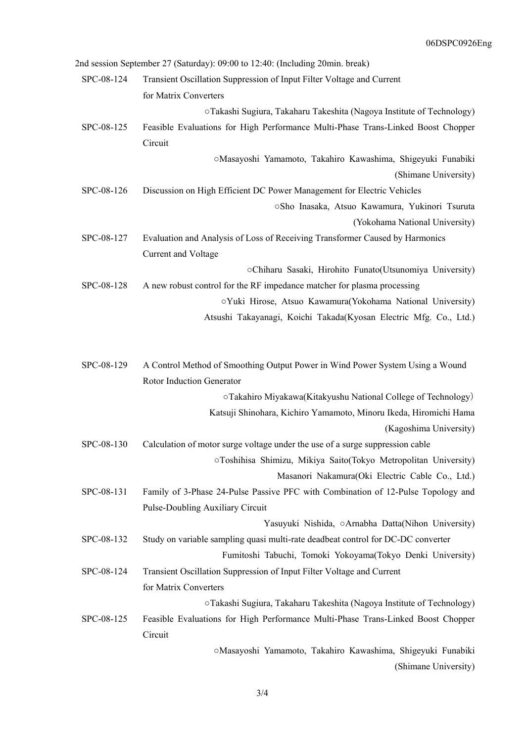2nd session September 27 (Saturday): 09:00 to 12:40: (Including 20min. break)

SPC-08-124 Transient Oscillation Suppression of Input Filter Voltage and Current for Matrix Converters

○Takashi Sugiura, Takaharu Takeshita (Nagoya Institute of Technology)

SPC-08-125 Feasible Evaluations for High Performance Multi-Phase Trans-Linked Boost Chopper Circuit

○Masayoshi Yamamoto, Takahiro Kawashima, Shigeyuki Funabiki (Shimane University)

SPC-08-126 Discussion on High Efficient DC Power Management for Electric Vehicles

○Sho Inasaka, Atsuo Kawamura, Yukinori Tsuruta (Yokohama National University)

SPC-08-127 Evaluation and Analysis of Loss of Receiving Transformer Caused by Harmonics Current and Voltage

○Chiharu Sasaki, Hirohito Funato(Utsunomiya University)

SPC-08-128 A new robust control for the RF impedance matcher for plasma processing

○Yuki Hirose, Atsuo Kawamura(Yokohama National University)
Atsushi Takayanagi, Koichi Takada(Kyosan Electric Mfg. Co., Ltd.)

SPC-08-129 A Control Method of Smoothing Output Power in Wind Power System Using a Wound Rotor Induction Generator

○Takahiro Miyakawa(Kitakyushu National College of Technology)
Katsuji Shinohara, Kichiro Yamamoto, Minoru Ikeda, Hiromichi Hama (Kagoshima University)

SPC-08-130 Calculation of motor surge voltage under the use of a surge suppression cable

○Toshihisa Shimizu, Mikiya Saito(Tokyo Metropolitan University)
Masanori Nakamura(Oki Electric Cable Co., Ltd.)

SPC-08-131 Family of 3-Phase 24-Pulse Passive PFC with Combination of 12-Pulse Topology and Pulse-Doubling Auxiliary Circuit

Yasuyuki Nishida, ○Arnabha Datta(Nihon University)

SPC-08-132 Study on variable sampling quasi multi-rate deadbeat control for DC-DC converter

Fumitoshi Tabuchi, Tomoki Yokoyama(Tokyo Denki University)

SPC-08-124 Transient Oscillation Suppression of Input Filter Voltage and Current for Matrix Converters

○Takashi Sugiura, Takaharu Takeshita (Nagoya Institute of Technology)

SPC-08-125 Feasible Evaluations for High Performance Multi-Phase Trans-Linked Boost Chopper Circuit

○Masayoshi Yamamoto, Takahiro Kawashima, Shigeyuki Funabiki (Shimane University)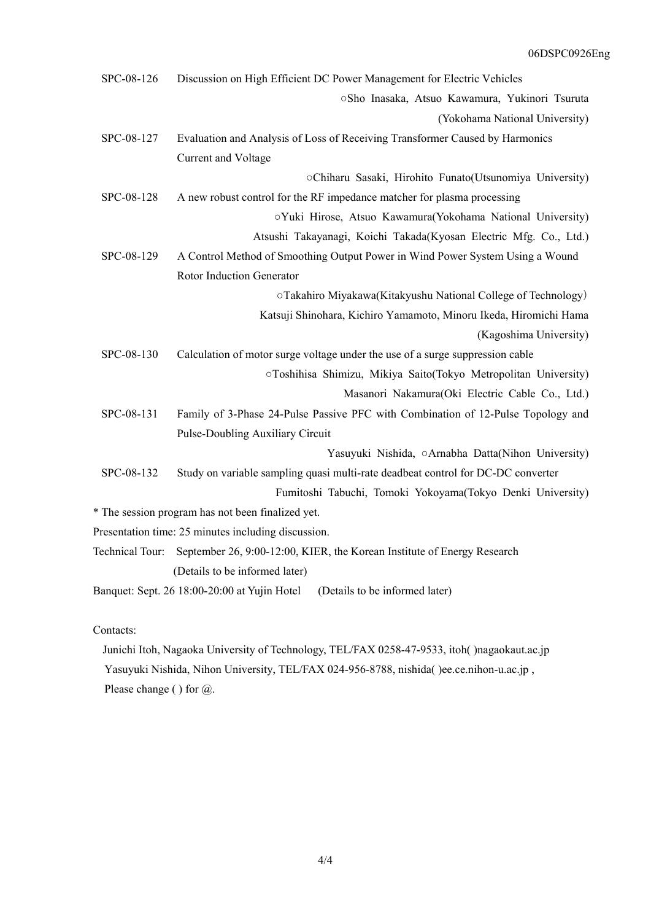SPC-08-126 Discussion on High Efficient DC Power Management for Electric Vehicles

○Sho Inasaka, Atsuo Kawamura, Yukinori Tsuruta (Yokohama National University)

SPC-08-127 Evaluation and Analysis of Loss of Receiving Transformer Caused by Harmonics Current and Voltage

○Chiharu Sasaki, Hirohito Funato(Utsunomiya University)

SPC-08-128 A new robust control for the RF impedance matcher for plasma processing

○Yuki Hirose, Atsuo Kawamura(Yokohama National University)

Atsushi Takayanagi, Koichi Takada(Kyosan Electric Mfg. Co., Ltd.)

SPC-08-129 A Control Method of Smoothing Output Power in Wind Power System Using a Wound Rotor Induction Generator

○Takahiro Miyakawa(Kitakyushu National College of Technology)

Katsuji Shinohara, Kichiro Yamamoto, Minoru Ikeda, Hiromichi Hama (Kagoshima University)

SPC-08-130 Calculation of motor surge voltage under the use of a surge suppression cable

○Toshihisa Shimizu, Mikiya Saito(Tokyo Metropolitan University)

Masanori Nakamura(Oki Electric Cable Co., Ltd.)

SPC-08-131 Family of 3-Phase 24-Pulse Passive PFC with Combination of 12-Pulse Topology and Pulse-Doubling Auxiliary Circuit

Yasuyuki Nishida, ○Arnabha Datta(Nihon University)

SPC-08-132 Study on variable sampling quasi multi-rate deadbeat control for DC-DC converter

Fumitoshi Tabuchi, Tomoki Yokoyama(Tokyo Denki University)

* The session program has not been finalized yet.

Presentation time: 25 minutes including discussion.

Technical Tour: September 26, 9:00-12:00, KIER, the Korean Institute of Energy Research (Details to be informed later)

Banquet: Sept. 26 18:00-20:00 at Yujin Hotel (Details to be informed later)

Contacts:

Junichi Itoh, Nagaoka University of Technology, TEL/FAX 0258-47-9533, itoh( )nagaokaut.ac.jp

Yasuyuki Nishida, Nihon University, TEL/FAX 024-956-8788, nishida( )ee.ce.nihon-u.ac.jp ,

Please change ( ) for @.